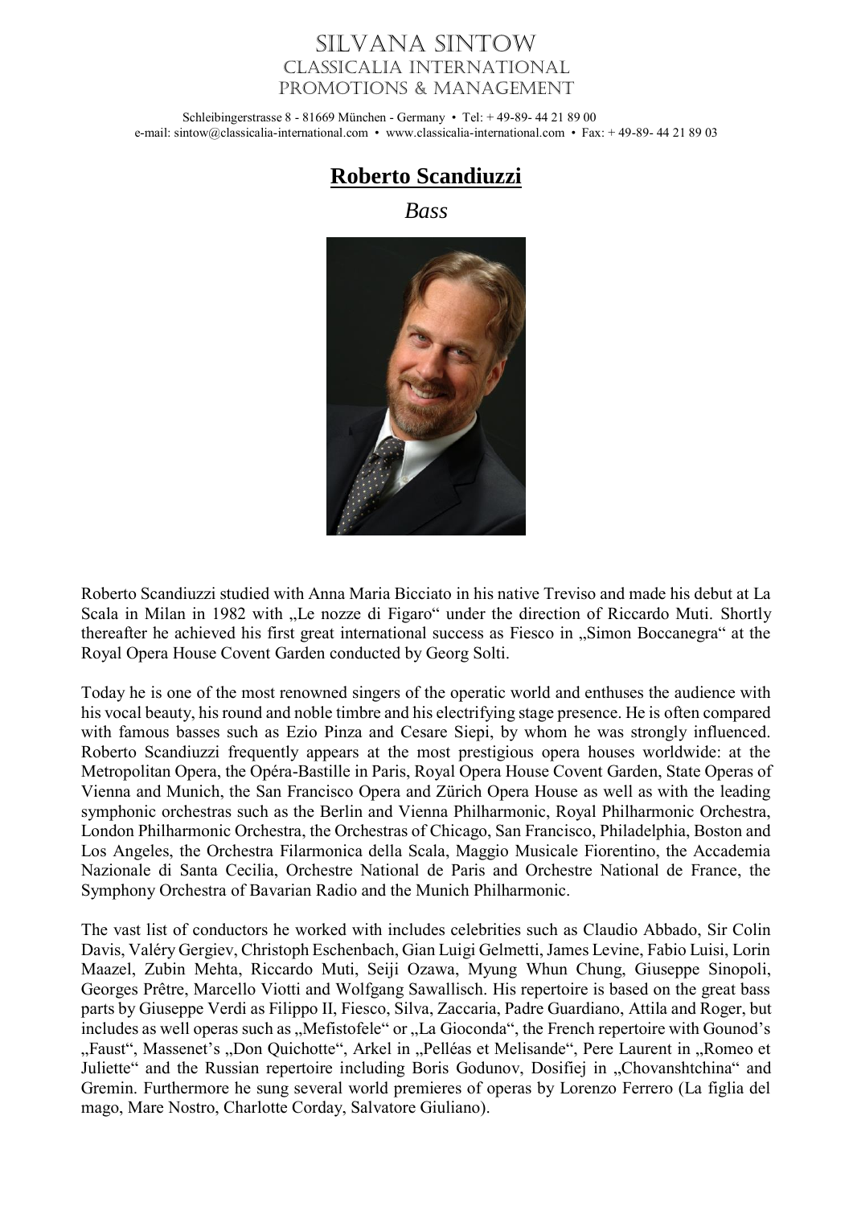# Silvana Sintow
## Classicalia International
## Promotions & Management

Schleibingerstrasse 8 - 81669 München - Germany • Tel: + 49-89- 44 21 89 00
e-mail: sintow@classicalia-international.com • www.classicalia-international.com • Fax: + 49-89- 44 21 89 03

# **Roberto Scandiuzzi**

*Bass*

Roberto Scandiuzzi studied with Anna Maria Bicciato in his native Treviso and made his debut at La Scala in Milan in 1982 with „Le nozze di Figaro" under the direction of Riccardo Muti. Shortly thereafter he achieved his first great international success as Fiesco in „Simon Boccanegra" at the Royal Opera House Covent Garden conducted by Georg Solti.

Today he is one of the most renowned singers of the operatic world and enthuses the audience with his vocal beauty, his round and noble timbre and his electrifying stage presence. He is often compared with famous basses such as Ezio Pinza and Cesare Siepi, by whom he was strongly influenced. Roberto Scandiuzzi frequently appears at the most prestigious opera houses worldwide: at the Metropolitan Opera, the Opéra-Bastille in Paris, Royal Opera House Covent Garden, State Operas of Vienna and Munich, the San Francisco Opera and Zürich Opera House as well as with the leading symphonic orchestras such as the Berlin and Vienna Philharmonic, Royal Philharmonic Orchestra, London Philharmonic Orchestra, the Orchestras of Chicago, San Francisco, Philadelphia, Boston and Los Angeles, the Orchestra Filarmonica della Scala, Maggio Musicale Fiorentino, the Accademia Nazionale di Santa Cecilia, Orchestre National de Paris and Orchestre National de France, the Symphony Orchestra of Bavarian Radio and the Munich Philharmonic.

The vast list of conductors he worked with includes celebrities such as Claudio Abbado, Sir Colin Davis, Valéry Gergiev, Christoph Eschenbach, Gian Luigi Gelmetti, James Levine, Fabio Luisi, Lorin Maazel, Zubin Mehta, Riccardo Muti, Seiji Ozawa, Myung Whun Chung, Giuseppe Sinopoli, Georges Prêtre, Marcello Viotti and Wolfgang Sawallisch. His repertoire is based on the great bass parts by Giuseppe Verdi as Filippo II, Fiesco, Silva, Zaccaria, Padre Guardiano, Attila and Roger, but includes as well operas such as „Mefistofele" or „La Gioconda", the French repertoire with Gounod's „Faust", Massenet's „Don Quichotte", Arkel in „Pelléas et Melisande", Pere Laurent in „Romeo et Juliette" and the Russian repertoire including Boris Godunov, Dosifiej in „Chovanshtchina" and Gremin. Furthermore he sung several world premieres of operas by Lorenzo Ferrero (La figlia del mago, Mare Nostro, Charlotte Corday, Salvatore Giuliano).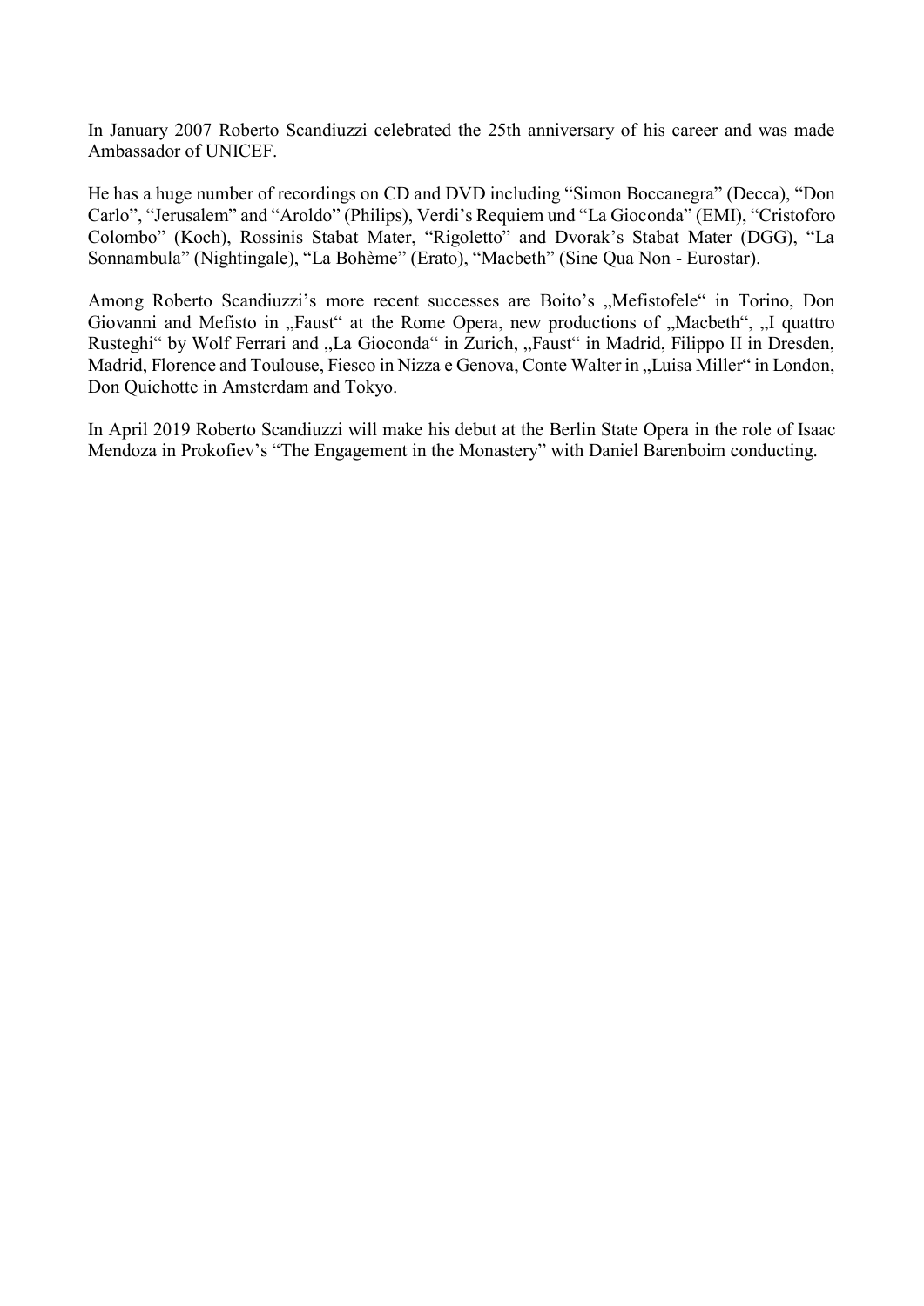In January 2007 Roberto Scandiuzzi celebrated the 25th anniversary of his career and was made Ambassador of UNICEF.

He has a huge number of recordings on CD and DVD including "Simon Boccanegra" (Decca), "Don Carlo", "Jerusalem" and "Aroldo" (Philips), Verdi's Requiem und "La Gioconda" (EMI), "Cristoforo Colombo" (Koch), Rossinis Stabat Mater, "Rigoletto" and Dvorak's Stabat Mater (DGG), "La Sonnambula" (Nightingale), "La Bohème" (Erato), "Macbeth" (Sine Qua Non - Eurostar).

Among Roberto Scandiuzzi's more recent successes are Boito's „Mefistofele" in Torino, Don Giovanni and Mefisto in „Faust" at the Rome Opera, new productions of „Macbeth", „I quattro Rusteghi" by Wolf Ferrari and „La Gioconda" in Zurich, „Faust" in Madrid, Filippo II in Dresden, Madrid, Florence and Toulouse, Fiesco in Nizza e Genova, Conte Walter in „Luisa Miller" in London, Don Quichotte in Amsterdam and Tokyo.

In April 2019 Roberto Scandiuzzi will make his debut at the Berlin State Opera in the role of Isaac Mendoza in Prokofiev's "The Engagement in the Monastery" with Daniel Barenboim conducting.